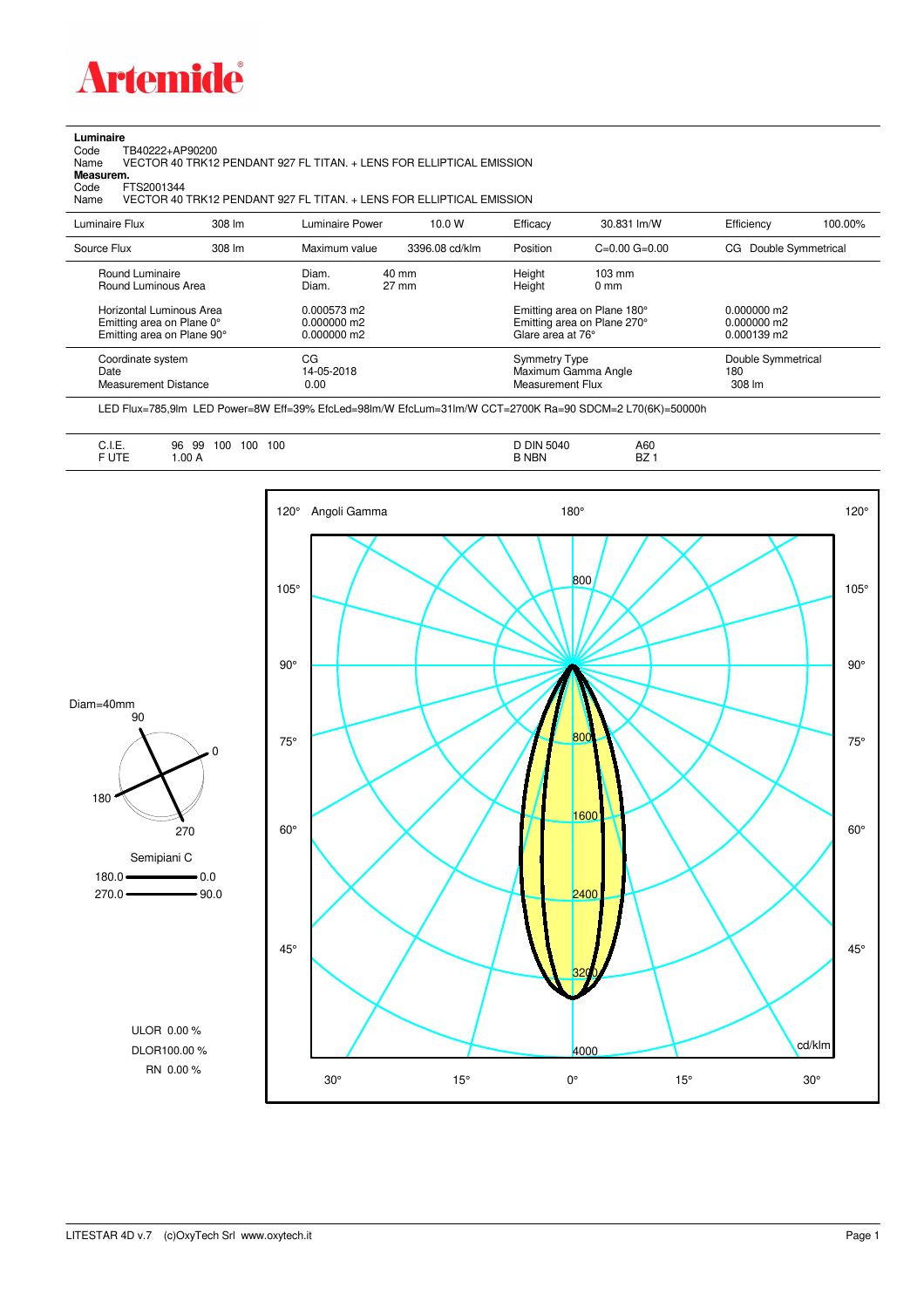# Artemide

**Luminaire**

Code TB40222+AP90200

Name VECTOR 40 TRK12 PENDANT 927 FL TITAN. + LENS FOR ELLIPTICAL EMISSION

**Measurem.**

Code FTS2001344

Name VECTOR 40 TRK12 PENDANT 927 FL TITAN. + LENS FOR ELLIPTICAL EMISSION

| Luminaire Flux | 308 lm | Luminaire Power | 10.0 W | Efficacy | 30.831 lm/W | Efficiency | 100.00% |
|---|---|---|---|---|---|---|---|
| Source Flux | 308 lm | Maximum value | 3396.08 cd/klm | Position | C=0.00 G=0.00 | CG Double Symmetrical | |

| | | | | |
|---|---|---|---|---|
| Round Luminaire | Diam. 40 mm | Height | 103 mm | |
| Round Luminous Area | Diam. 27 mm | Height | 0 mm | |
| Horizontal Luminous Area | 0.000573 m2 | Emitting area on Plane 180° | | 0.000000 m2 |
| Emitting area on Plane 0° | 0.000000 m2 | Emitting area on Plane 270° | | 0.000000 m2 |
| Emitting area on Plane 90° | 0.000000 m2 | Glare area at 76° | | 0.000139 m2 |

| | | | |
|---|---|---|---|
| Coordinate system | CG | Symmetry Type | Double Symmetrical |
| Date | 14-05-2018 | Maximum Gamma Angle | 180 |
| Measurement Distance | 0.00 | Measurement Flux | 308 lm |

LED Flux=785,9lm LED Power=8W Eff=39% EfcLed=98lm/W EfcLum=31lm/W CCT=2700K Ra=90 SDCM=2 L70(6K)=50000h

| | | | |
|---|---|---|---|
| C.I.E. | 96 99 100 100 100 | D DIN 5040 | A60 |
| F UTE | 1.00 A | B NBN | BZ 1 |

Diam=40mm

Semipiani C

180.0 — 0.0

270.0 — 90.0

ULOR 0.00 %

DLOR 100.00 %

RN 0.00 %

Angoli Gamma — cd/klm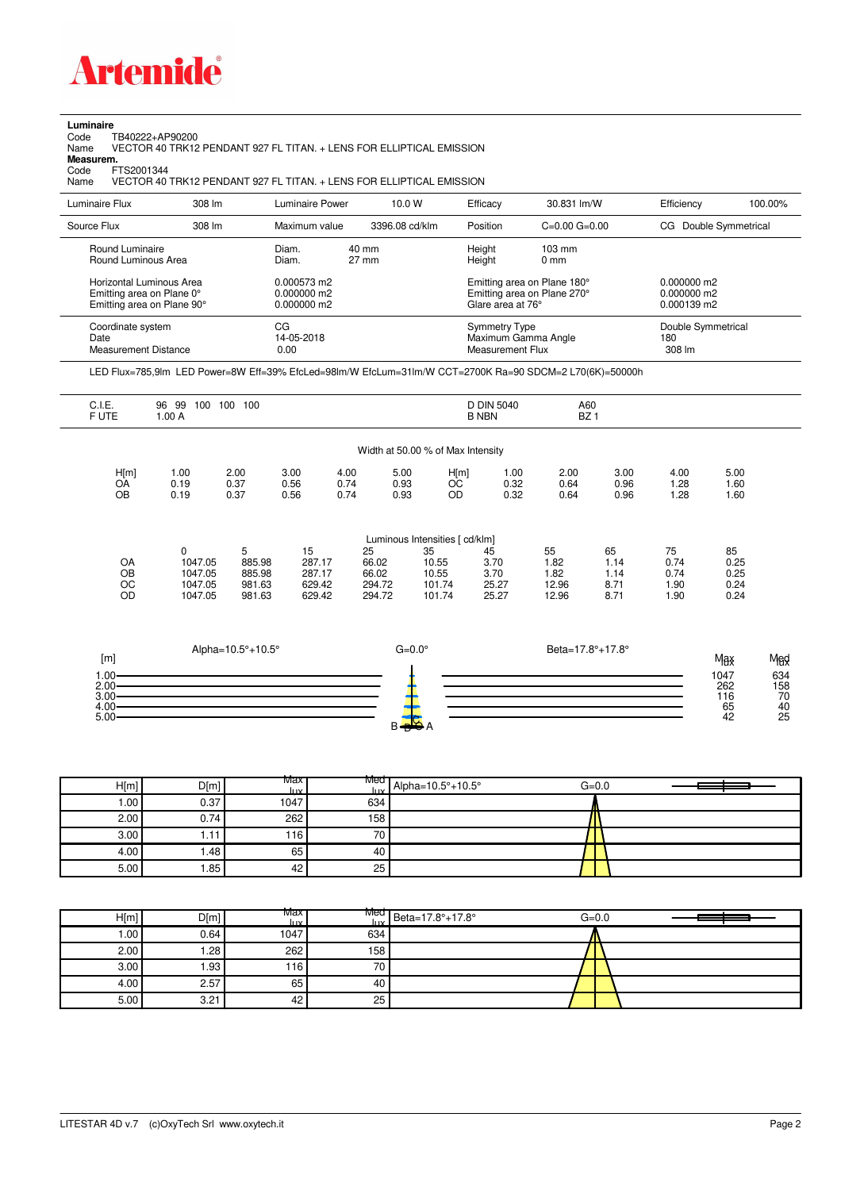**Artemide**

**Luminaire**
Code TB40222+AP90200
Name VECTOR 40 TRK12 PENDANT 927 FL TITAN. + LENS FOR ELLIPTICAL EMISSION
**Measurem.**
Code FTS2001344
Name VECTOR 40 TRK12 PENDANT 927 FL TITAN. + LENS FOR ELLIPTICAL EMISSION

| | | | | | | | |
|---|---|---|---|---|---|---|---|
| Luminaire Flux | 308 lm | Luminaire Power | 10.0 W | Efficacy | 30.831 lm/W | Efficiency | 100.00% |
| Source Flux | 308 lm | Maximum value | 3396.08 cd/klm | Position | C=0.00 G=0.00 | CG | Double Symmetrical |

| | | | | | |
|---|---|---|---|---|---|
| Round Luminaire | Diam. | 40 mm | Height | 103 mm | |
| Round Luminous Area | Diam. | 27 mm | Height | 0 mm | |
| Horizontal Luminous Area | 0.000573 m2 | | Emitting area on Plane 180° | | 0.000000 m2 |
| Emitting area on Plane 0° | 0.000000 m2 | | Emitting area on Plane 270° | | 0.000000 m2 |
| Emitting area on Plane 90° | 0.000000 m2 | | Glare area at 76° | | 0.000139 m2 |

| | | | |
|---|---|---|---|
| Coordinate system | CG | Symmetry Type | Double Symmetrical |
| Date | 14-05-2018 | Maximum Gamma Angle | 180 |
| Measurement Distance | 0.00 | Measurement Flux | 308 lm |

LED Flux=785,9lm LED Power=8W Eff=39% EfcLed=98lm/W EfcLum=31lm/W CCT=2700K Ra=90 SDCM=2 L70(6K)=50000h

| | | | |
|---|---|---|---|
| C.I.E. | 96 99 100 100 100 | D DIN 5040 | A60 |
| F UTE | 1.00 A | B NBN | BZ 1 |

Width at 50.00 % of Max Intensity

| H[m] | 1.00 | 2.00 | 3.00 | 4.00 | 5.00 | H[m] | 1.00 | 2.00 | 3.00 | 4.00 | 5.00 |
|---|---|---|---|---|---|---|---|---|---|---|---|
| OA | 0.19 | 0.37 | 0.56 | 0.74 | 0.93 | OC | 0.32 | 0.64 | 0.96 | 1.28 | 1.60 |
| OB | 0.19 | 0.37 | 0.56 | 0.74 | 0.93 | OD | 0.32 | 0.64 | 0.96 | 1.28 | 1.60 |

Luminous Intensities [ cd/klm]

| | 0 | 5 | 15 | 25 | 35 | 45 | 55 | 65 | 75 | 85 |
|---|---|---|---|---|---|---|---|---|---|---|
| OA | 1047.05 | 885.98 | 287.17 | 66.02 | 10.55 | 3.70 | 1.82 | 1.14 | 0.74 | 0.25 |
| OB | 1047.05 | 885.98 | 287.17 | 66.02 | 10.55 | 3.70 | 1.82 | 1.14 | 0.74 | 0.25 |
| OC | 1047.05 | 981.63 | 629.42 | 294.72 | 101.74 | 25.27 | 12.96 | 8.71 | 1.90 | 0.24 |
| OD | 1047.05 | 981.63 | 629.42 | 294.72 | 101.74 | 25.27 | 12.96 | 8.71 | 1.90 | 0.24 |

[m] Alpha=10.5°+10.5° G=0.0° Beta=17.8°+17.8°
1.00 2.00 3.00 4.00 5.00
B D C A
Max lux: 1047 262 116 65 42
Med lux: 634 158 70 40 25

| H[m] | D[m] | Max lux | Med lux | Alpha=10.5°+10.5° G=0.0 |
|---|---|---|---|---|
| 1.00 | 0.37 | 1047 | 634 | |
| 2.00 | 0.74 | 262 | 158 | |
| 3.00 | 1.11 | 116 | 70 | |
| 4.00 | 1.48 | 65 | 40 | |
| 5.00 | 1.85 | 42 | 25 | |

| H[m] | D[m] | Max lux | Med lux | Beta=17.8°+17.8° G=0.0 |
|---|---|---|---|---|
| 1.00 | 0.64 | 1047 | 634 | |
| 2.00 | 1.28 | 262 | 158 | |
| 3.00 | 1.93 | 116 | 70 | |
| 4.00 | 2.57 | 65 | 40 | |
| 5.00 | 3.21 | 42 | 25 | |

LITESTAR 4D v.7 (c)OxyTech Srl www.oxytech.it